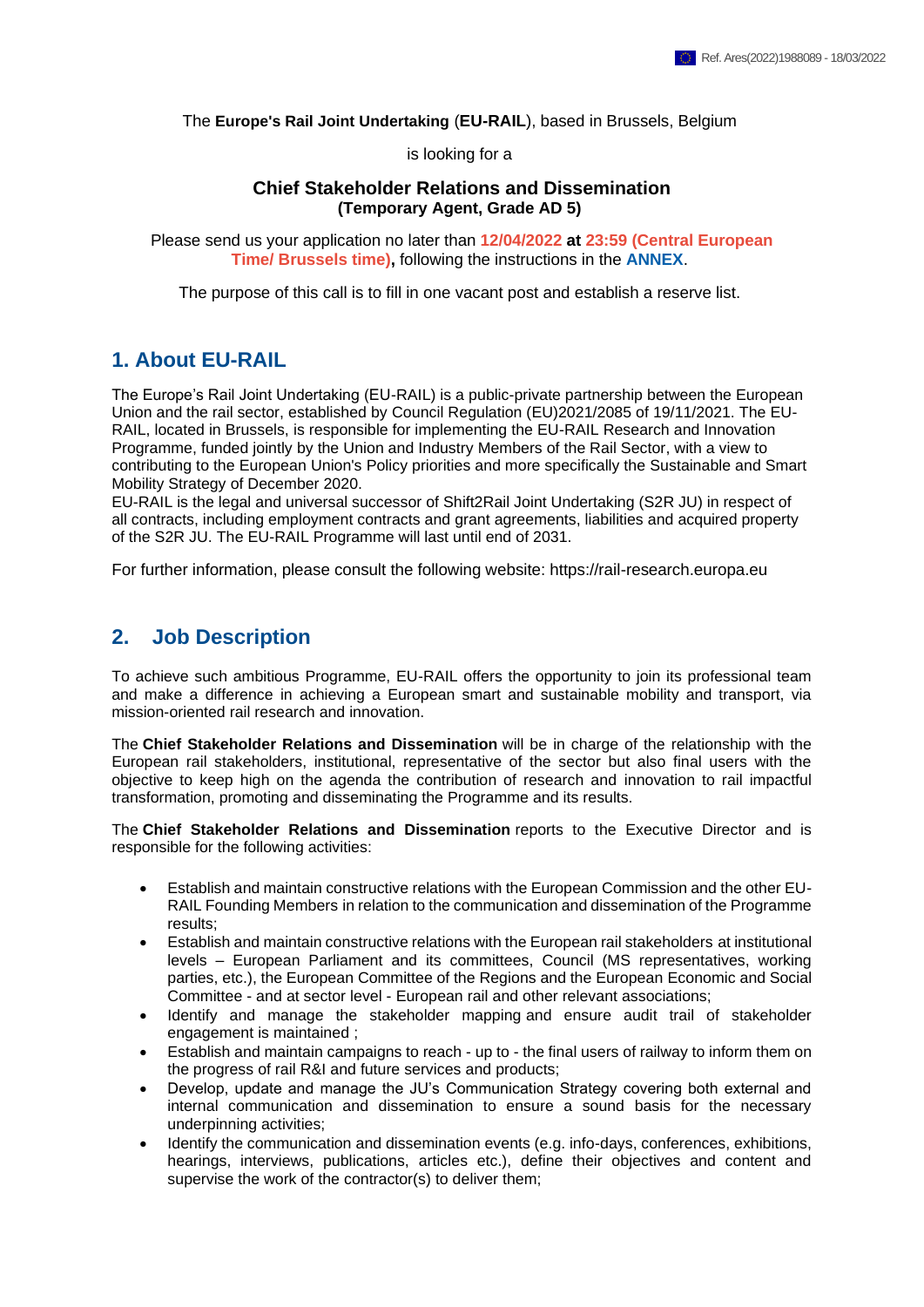Ref. Ares(2022)1988089 - 18/03/2022

The **Europe's Rail Joint Undertaking** (**EU-RAIL**), based in Brussels, Belgium

is looking for a

**Chief Stakeholder Relations and Dissemination**
**(Temporary Agent, Grade AD 5)**

Please send us your application no later than **12/04/2022 at 23:59 (Central European Time/ Brussels time),** following the instructions in the **ANNEX**.

The purpose of this call is to fill in one vacant post and establish a reserve list.

## 1. About EU-RAIL

The Europe's Rail Joint Undertaking (EU-RAIL) is a public-private partnership between the European Union and the rail sector, established by Council Regulation (EU)2021/2085 of 19/11/2021. The EU-RAIL, located in Brussels, is responsible for implementing the EU-RAIL Research and Innovation Programme, funded jointly by the Union and Industry Members of the Rail Sector, with a view to contributing to the European Union's Policy priorities and more specifically the Sustainable and Smart Mobility Strategy of December 2020.
EU-RAIL is the legal and universal successor of Shift2Rail Joint Undertaking (S2R JU) in respect of all contracts, including employment contracts and grant agreements, liabilities and acquired property of the S2R JU. The EU-RAIL Programme will last until end of 2031.

For further information, please consult the following website: https://rail-research.europa.eu

## 2. Job Description

To achieve such ambitious Programme, EU-RAIL offers the opportunity to join its professional team and make a difference in achieving a European smart and sustainable mobility and transport, via mission-oriented rail research and innovation.

The **Chief Stakeholder Relations and Dissemination** will be in charge of the relationship with the European rail stakeholders, institutional, representative of the sector but also final users with the objective to keep high on the agenda the contribution of research and innovation to rail impactful transformation, promoting and disseminating the Programme and its results.

The **Chief Stakeholder Relations and Dissemination** reports to the Executive Director and is responsible for the following activities:

- Establish and maintain constructive relations with the European Commission and the other EU-RAIL Founding Members in relation to the communication and dissemination of the Programme results;
- Establish and maintain constructive relations with the European rail stakeholders at institutional levels – European Parliament and its committees, Council (MS representatives, working parties, etc.), the European Committee of the Regions and the European Economic and Social Committee - and at sector level - European rail and other relevant associations;
- Identify and manage the stakeholder mapping and ensure audit trail of stakeholder engagement is maintained ;
- Establish and maintain campaigns to reach - up to - the final users of railway to inform them on the progress of rail R&I and future services and products;
- Develop, update and manage the JU's Communication Strategy covering both external and internal communication and dissemination to ensure a sound basis for the necessary underpinning activities;
- Identify the communication and dissemination events (e.g. info-days, conferences, exhibitions, hearings, interviews, publications, articles etc.), define their objectives and content and supervise the work of the contractor(s) to deliver them;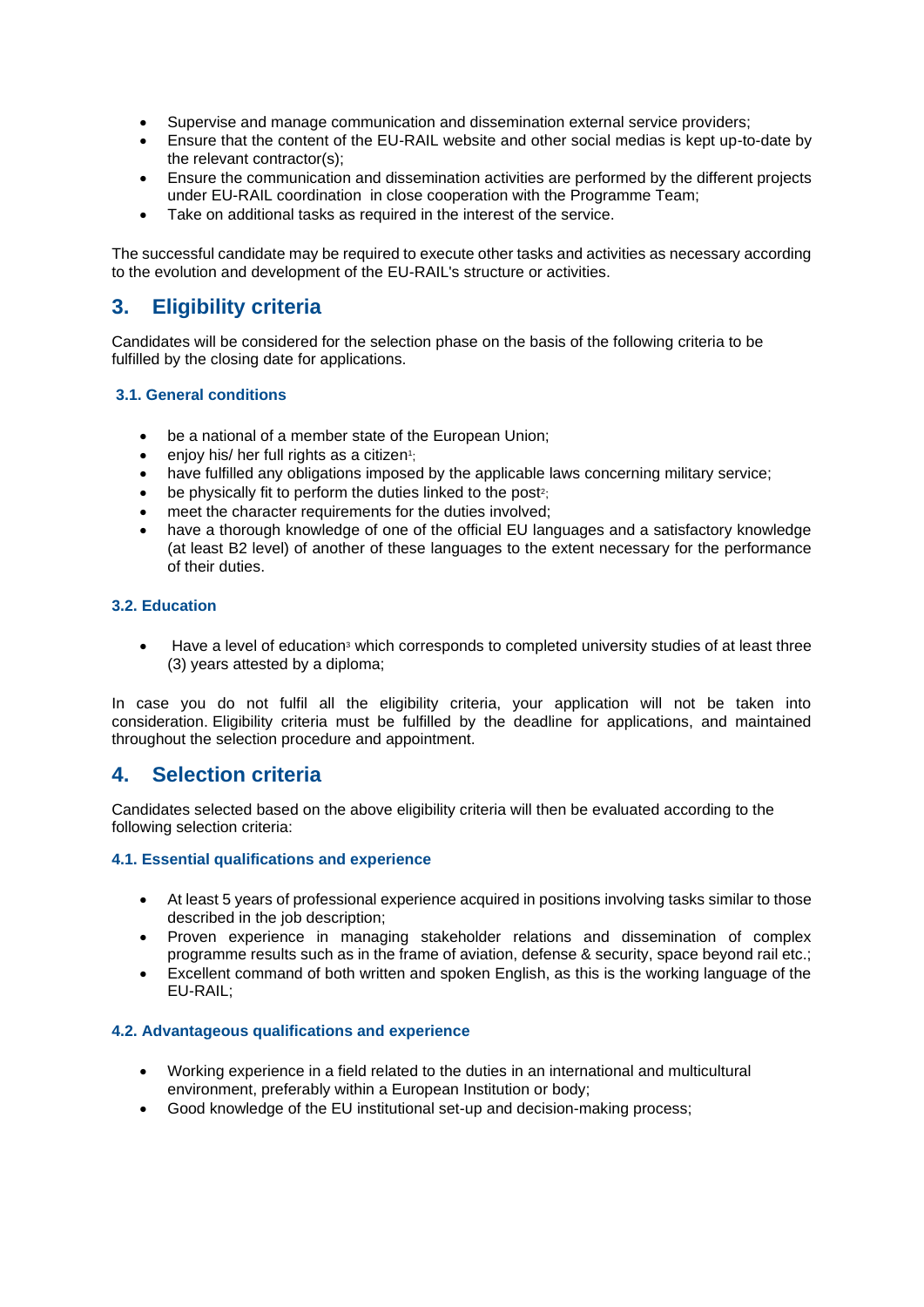- Supervise and manage communication and dissemination external service providers;
- Ensure that the content of the EU-RAIL website and other social medias is kept up-to-date by the relevant contractor(s);
- Ensure the communication and dissemination activities are performed by the different projects under EU-RAIL coordination in close cooperation with the Programme Team;
- Take on additional tasks as required in the interest of the service.

The successful candidate may be required to execute other tasks and activities as necessary according to the evolution and development of the EU-RAIL's structure or activities.

## 3. Eligibility criteria

Candidates will be considered for the selection phase on the basis of the following criteria to be fulfilled by the closing date for applications.

### 3.1. General conditions

- be a national of a member state of the European Union;
- enjoy his/ her full rights as a citizen[1];
- have fulfilled any obligations imposed by the applicable laws concerning military service;
- be physically fit to perform the duties linked to the post[2];
- meet the character requirements for the duties involved;
- have a thorough knowledge of one of the official EU languages and a satisfactory knowledge (at least B2 level) of another of these languages to the extent necessary for the performance of their duties.

### 3.2. Education

- Have a level of education[3] which corresponds to completed university studies of at least three (3) years attested by a diploma;

In case you do not fulfil all the eligibility criteria, your application will not be taken into consideration. Eligibility criteria must be fulfilled by the deadline for applications, and maintained throughout the selection procedure and appointment.

## 4. Selection criteria

Candidates selected based on the above eligibility criteria will then be evaluated according to the following selection criteria:

### 4.1. Essential qualifications and experience

- At least 5 years of professional experience acquired in positions involving tasks similar to those described in the job description;
- Proven experience in managing stakeholder relations and dissemination of complex programme results such as in the frame of aviation, defense & security, space beyond rail etc.;
- Excellent command of both written and spoken English, as this is the working language of the EU-RAIL;

### 4.2. Advantageous qualifications and experience

- Working experience in a field related to the duties in an international and multicultural environment, preferably within a European Institution or body;
- Good knowledge of the EU institutional set-up and decision-making process;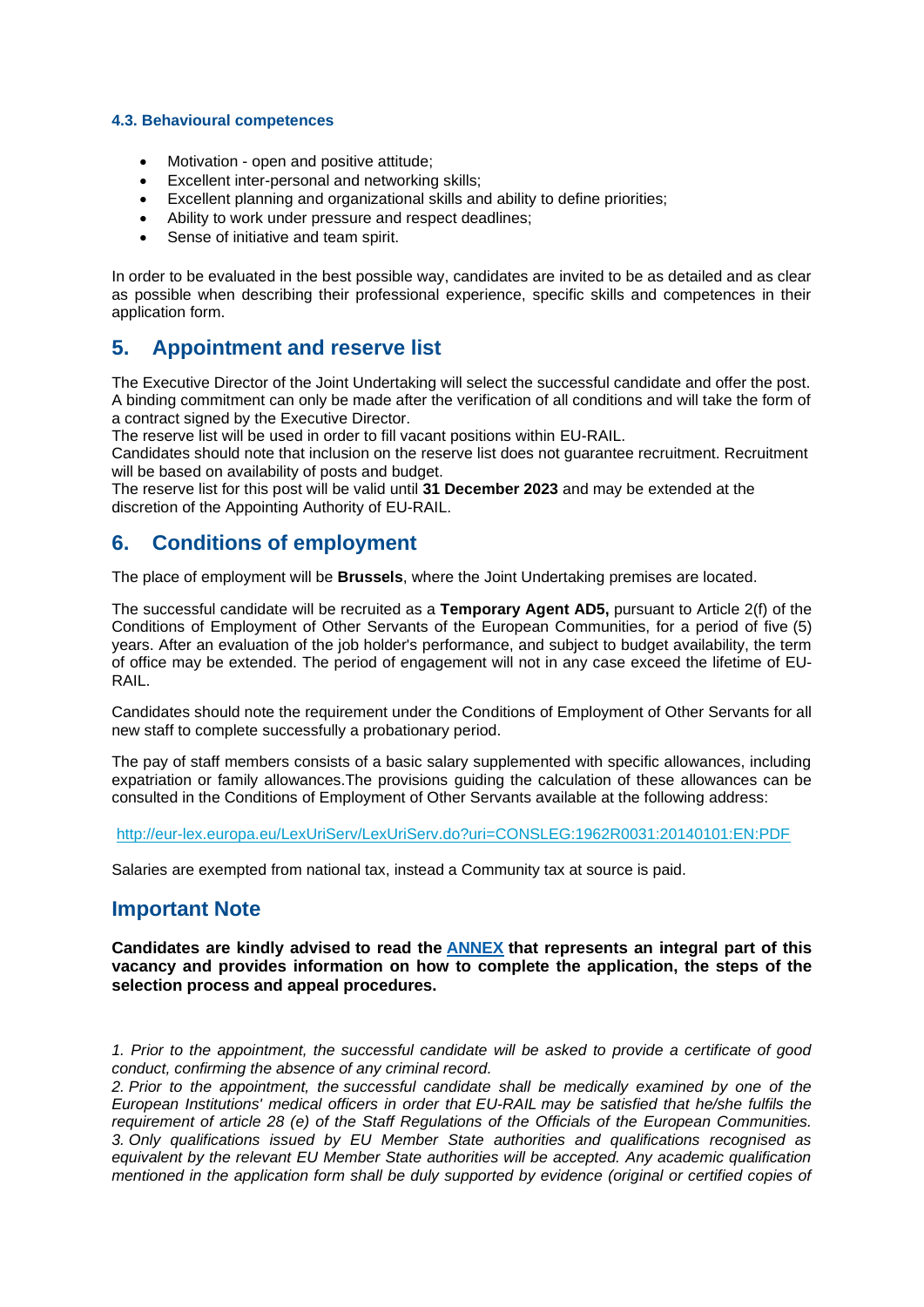#### 4.3. Behavioural competences

- Motivation - open and positive attitude;
- Excellent inter-personal and networking skills;
- Excellent planning and organizational skills and ability to define priorities;
- Ability to work under pressure and respect deadlines;
- Sense of initiative and team spirit.

In order to be evaluated in the best possible way, candidates are invited to be as detailed and as clear as possible when describing their professional experience, specific skills and competences in their application form.

## 5. Appointment and reserve list

The Executive Director of the Joint Undertaking will select the successful candidate and offer the post. A binding commitment can only be made after the verification of all conditions and will take the form of a contract signed by the Executive Director.
The reserve list will be used in order to fill vacant positions within EU-RAIL.
Candidates should note that inclusion on the reserve list does not guarantee recruitment. Recruitment will be based on availability of posts and budget.
The reserve list for this post will be valid until **31 December 2023** and may be extended at the discretion of the Appointing Authority of EU-RAIL.

## 6. Conditions of employment

The place of employment will be **Brussels**, where the Joint Undertaking premises are located.

The successful candidate will be recruited as a **Temporary Agent AD5,** pursuant to Article 2(f) of the Conditions of Employment of Other Servants of the European Communities, for a period of five (5) years. After an evaluation of the job holder's performance, and subject to budget availability, the term of office may be extended. The period of engagement will not in any case exceed the lifetime of EU-RAIL.

Candidates should note the requirement under the Conditions of Employment of Other Servants for all new staff to complete successfully a probationary period.

The pay of staff members consists of a basic salary supplemented with specific allowances, including expatriation or family allowances.The provisions guiding the calculation of these allowances can be consulted in the Conditions of Employment of Other Servants available at the following address:

http://eur-lex.europa.eu/LexUriServ/LexUriServ.do?uri=CONSLEG:1962R0031:20140101:EN:PDF

Salaries are exempted from national tax, instead a Community tax at source is paid.

## Important Note

**Candidates are kindly advised to read the ANNEX that represents an integral part of this vacancy and provides information on how to complete the application, the steps of the selection process and appeal procedures.**

*1. Prior to the appointment, the successful candidate will be asked to provide a certificate of good conduct, confirming the absence of any criminal record.*
*2. Prior to the appointment, the successful candidate shall be medically examined by one of the European Institutions' medical officers in order that EU-RAIL may be satisfied that he/she fulfils the requirement of article 28 (e) of the Staff Regulations of the Officials of the European Communities.*
*3. Only qualifications issued by EU Member State authorities and qualifications recognised as equivalent by the relevant EU Member State authorities will be accepted. Any academic qualification mentioned in the application form shall be duly supported by evidence (original or certified copies of*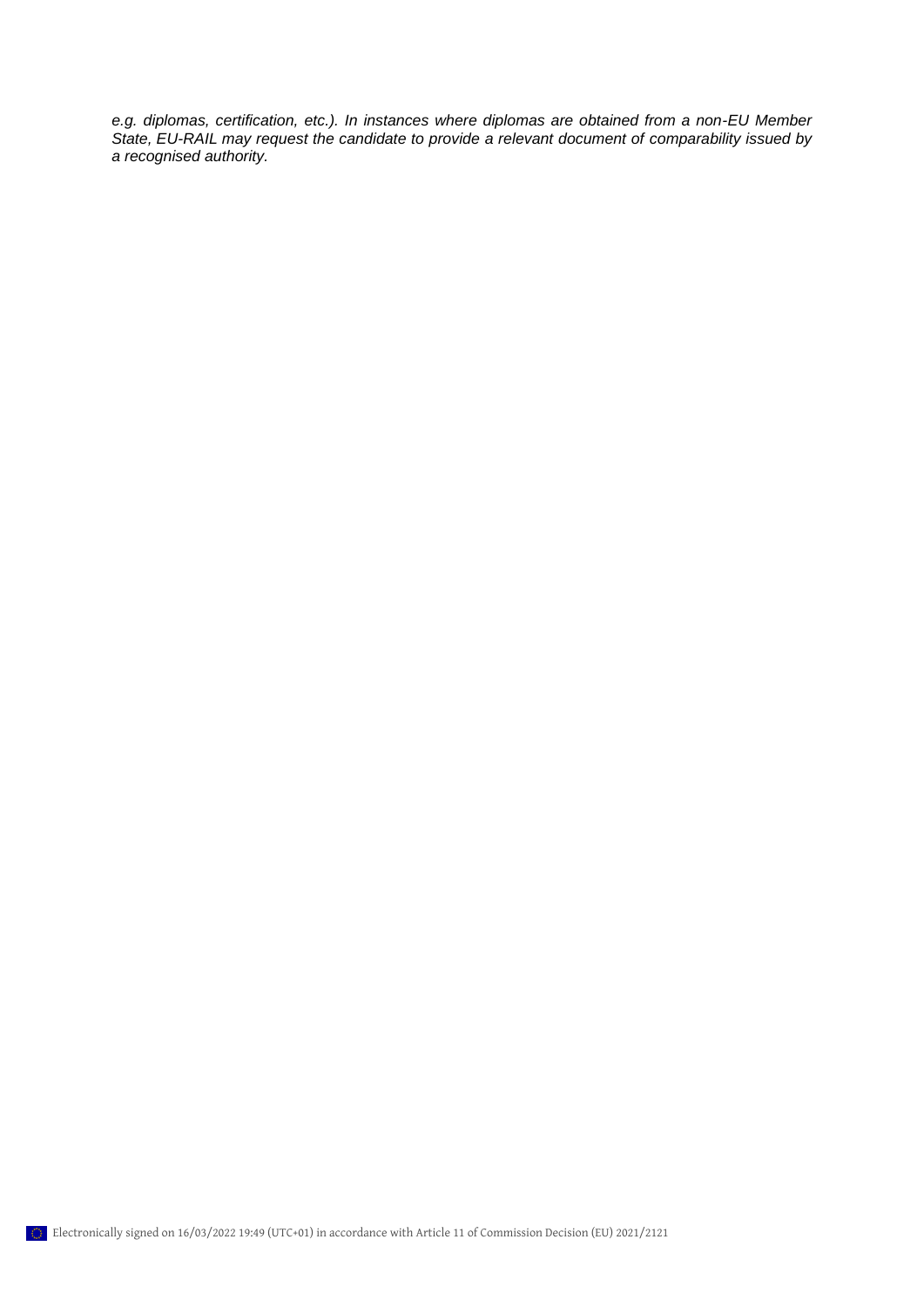*e.g. diplomas, certification, etc.). In instances where diplomas are obtained from a non-EU Member State, EU-RAIL may request the candidate to provide a relevant document of comparability issued by a recognised authority.*

Electronically signed on 16/03/2022 19:49 (UTC+01) in accordance with Article 11 of Commission Decision (EU) 2021/2121